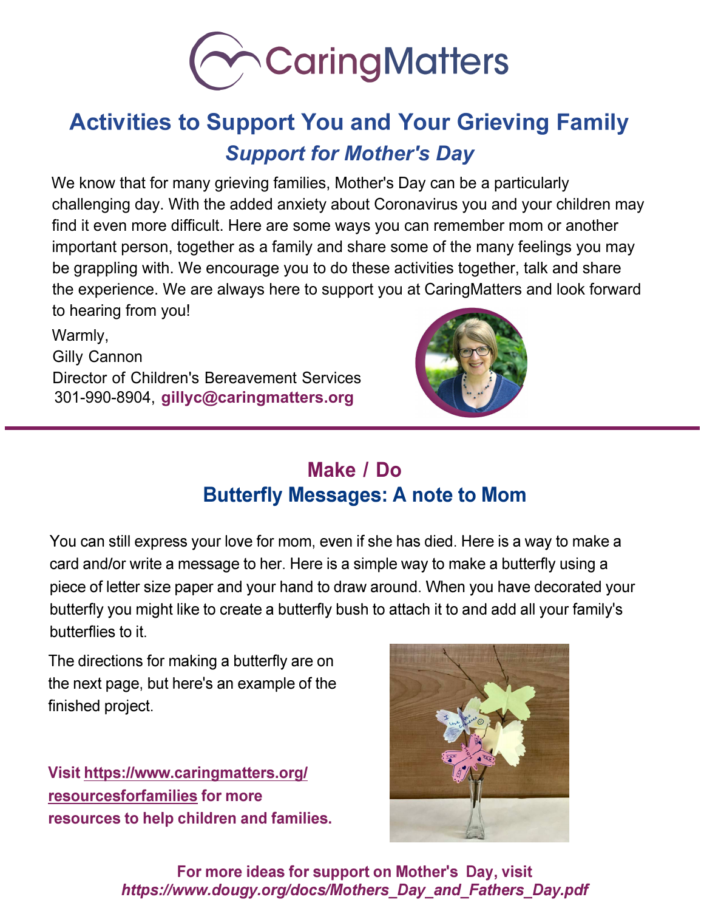CaringMatters

# Activities to Support You and Your Grieving Family

## *Support for Mother's Day*

We know that for many grieving families, Mother's Day can be a particularly challenging day. With the added anxiety about Coronavirus you and your children may find it even more difficult. Here are some ways you can remember mom or another important person, together as a family and share some of the many feelings you may be grappling with. We encourage you to do these activities together, talk and share the experience. We are always here to support you at CaringMatters and look forward to hearing from you!

Warmly,
Gilly Cannon
Director of Children's Bereavement Services
301-990-8904, **gillyc@caringmatters.org**

---

## Make / Do
## Butterfly Messages: A note to Mom

You can still express your love for mom, even if she has died. Here is a way to make a card and/or write a message to her. Here is a simple way to make a butterfly using a piece of letter size paper and your hand to draw around. When you have decorated your butterfly you might like to create a butterfly bush to attach it to and add all your family's butterflies to it.

The directions for making a butterfly are on the next page, but here's an example of the finished project.

**Visit https://www.caringmatters.org/resourcesforfamilies for more resources to help children and families.**

**For more ideas for support on Mother's Day, visit *https://www.dougy.org/docs/Mothers_Day_and_Fathers_Day.pdf***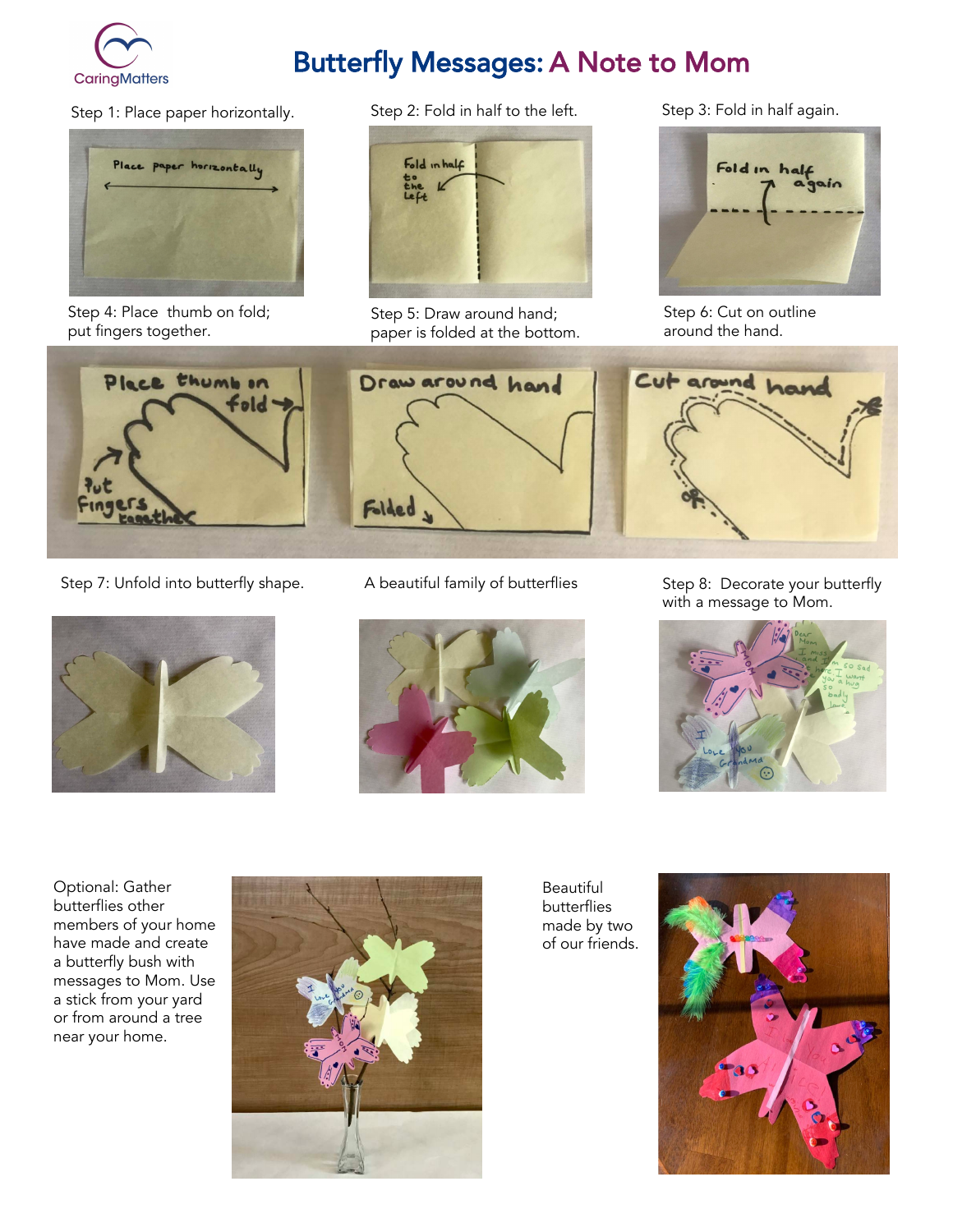# Butterfly Messages: A Note to Mom

Step 1: Place paper horizontally.

Step 2: Fold in half to the left.

Step 3: Fold in half again.

Step 4: Place thumb on fold; put fingers together.

Step 5: Draw around hand; paper is folded at the bottom.

Step 6: Cut on outline around the hand.

Step 7: Unfold into butterfly shape.

A beautiful family of butterflies

Step 8: Decorate your butterfly with a message to Mom.

Optional: Gather butterflies other members of your home have made and create a butterfly bush with messages to Mom. Use a stick from your yard or from around a tree near your home.

Beautiful butterflies made by two of our friends.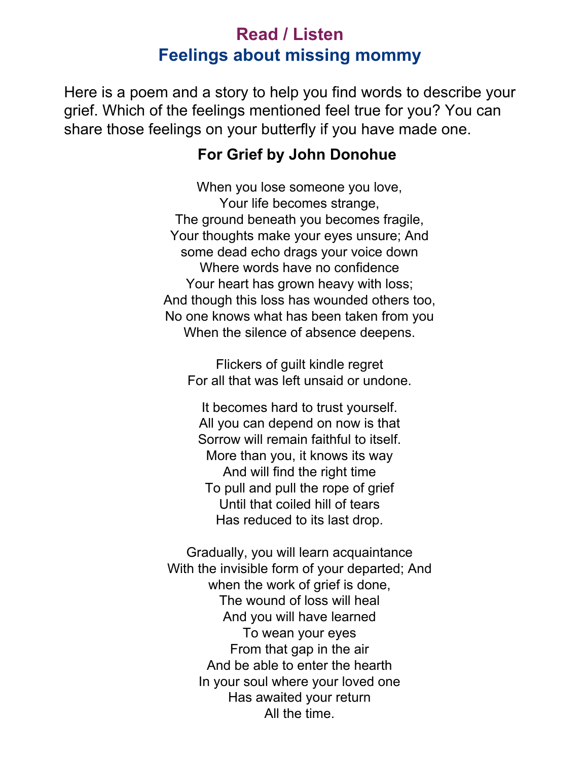# Read / Listen

## Feelings about missing mommy

Here is a poem and a story to help you find words to describe your grief. Which of the feelings mentioned feel true for you? You can share those feelings on your butterfly if you have made one.

### For Grief by John Donohue

When you lose someone you love,  
Your life becomes strange,  
The ground beneath you becomes fragile,  
Your thoughts make your eyes unsure; And  
some dead echo drags your voice down  
Where words have no confidence  
Your heart has grown heavy with loss;  
And though this loss has wounded others too,  
No one knows what has been taken from you  
When the silence of absence deepens.

Flickers of guilt kindle regret  
For all that was left unsaid or undone.

It becomes hard to trust yourself.  
All you can depend on now is that  
Sorrow will remain faithful to itself.  
More than you, it knows its way  
And will find the right time  
To pull and pull the rope of grief  
Until that coiled hill of tears  
Has reduced to its last drop.

Gradually, you will learn acquaintance  
With the invisible form of your departed; And  
when the work of grief is done,  
The wound of loss will heal  
And you will have learned  
To wean your eyes  
From that gap in the air  
And be able to enter the hearth  
In your soul where your loved one  
Has awaited your return  
All the time.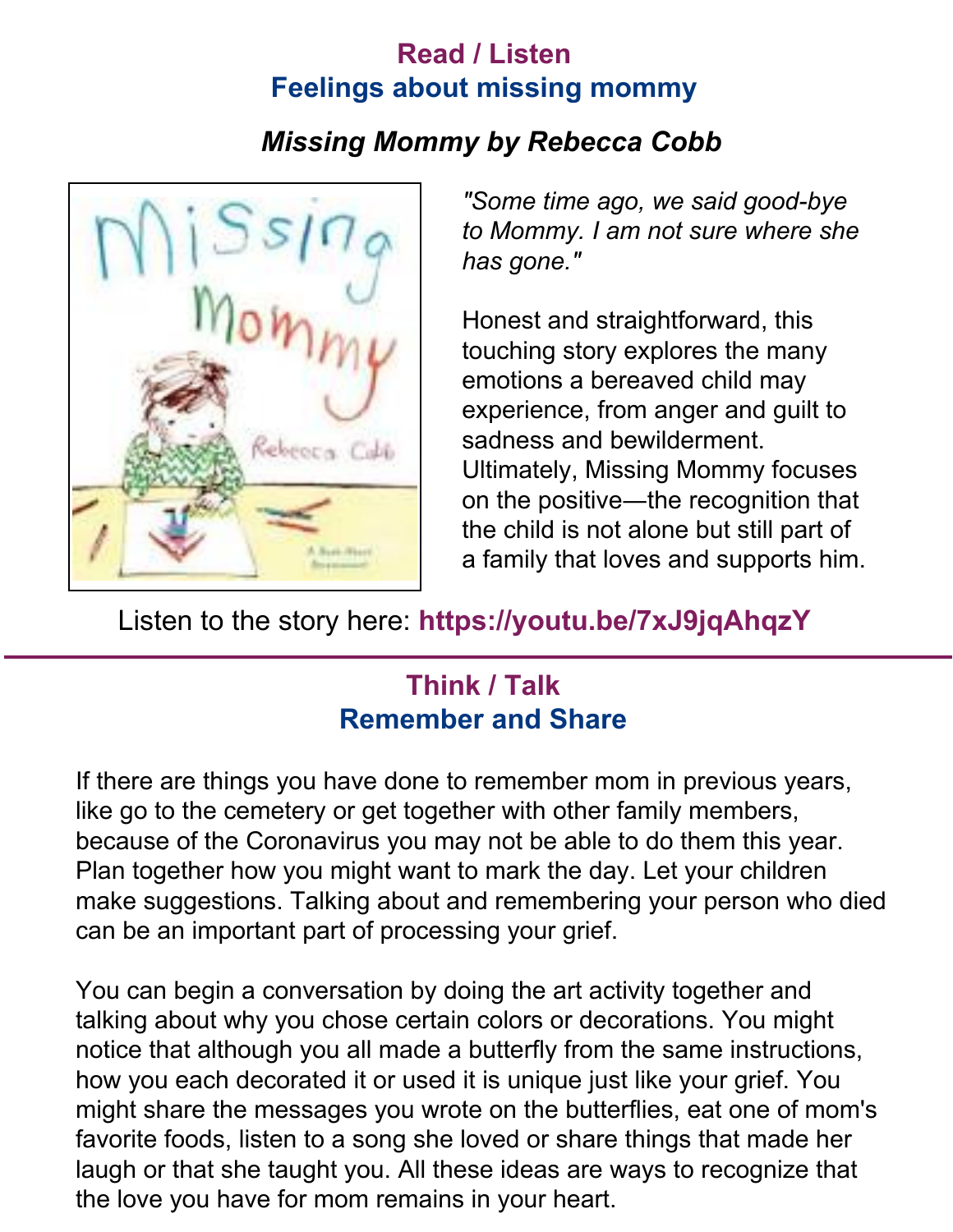## Read / Listen
## Feelings about missing mommy

### *Missing Mommy by Rebecca Cobb*

*"Some time ago, we said good-bye to Mommy. I am not sure where she has gone."*

Honest and straightforward, this touching story explores the many emotions a bereaved child may experience, from anger and guilt to sadness and bewilderment. Ultimately, Missing Mommy focuses on the positive—the recognition that the child is not alone but still part of a family that loves and supports him.

Listen to the story here: **https://youtu.be/7xJ9jqAhqzY**

---

## Think / Talk
## Remember and Share

If there are things you have done to remember mom in previous years, like go to the cemetery or get together with other family members, because of the Coronavirus you may not be able to do them this year. Plan together how you might want to mark the day. Let your children make suggestions. Talking about and remembering your person who died can be an important part of processing your grief.

You can begin a conversation by doing the art activity together and talking about why you chose certain colors or decorations. You might notice that although you all made a butterfly from the same instructions, how you each decorated it or used it is unique just like your grief. You might share the messages you wrote on the butterflies, eat one of mom's favorite foods, listen to a song she loved or share things that made her laugh or that she taught you. All these ideas are ways to recognize that the love you have for mom remains in your heart.